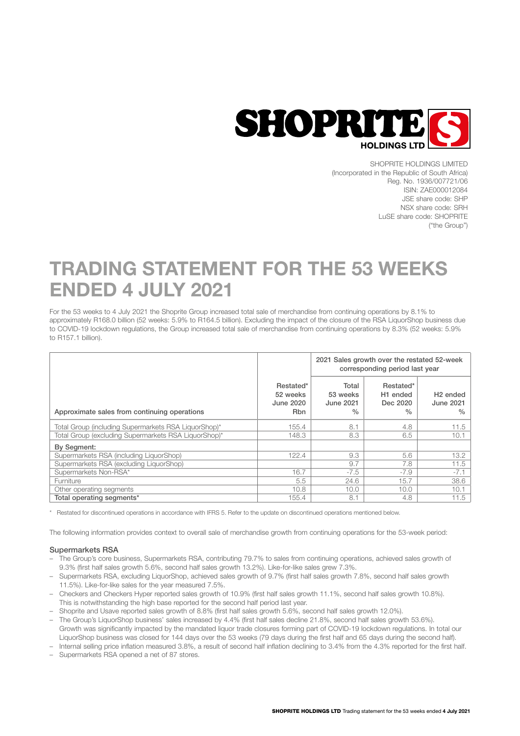SHOPRITE HOLDINGS LIMITED
(Incorporated in the Republic of South Africa)
Reg. No. 1936/007721/06
ISIN: ZAE000012084
JSE share code: SHP
NSX share code: SRH
LuSE share code: SHOPRITE
("the Group")

# TRADING STATEMENT FOR THE 53 WEEKS ENDED 4 JULY 2021

For the 53 weeks to 4 July 2021 the Shoprite Group increased total sale of merchandise from continuing operations by 8.1% to approximately R168.0 billion (52 weeks: 5.9% to R164.5 billion). Excluding the impact of the closure of the RSA LiquorShop business due to COVID-19 lockdown regulations, the Group increased total sale of merchandise from continuing operations by 8.3% (52 weeks: 5.9% to R157.1 billion).

| | | 2021 Sales growth over the restated 52-week corresponding period last year | | |
|---|---|---|---|---|
| Approximate sales from continuing operations | Restated* 52 weeks June 2020 Rbn | Total 53 weeks June 2021 % | Restated* H1 ended Dec 2020 % | H2 ended June 2021 % |
| Total Group (including Supermarkets RSA LiquorShop)* | 155.4 | 8.1 | 4.8 | 11.5 |
| Total Group (excluding Supermarkets RSA LiquorShop)* | 148.3 | 8.3 | 6.5 | 10.1 |
| **By Segment:** | | | | |
| Supermarkets RSA (including LiquorShop) | 122.4 | 9.3 | 5.6 | 13.2 |
| Supermarkets RSA (excluding LiquorShop) | | 9.7 | 7.8 | 11.5 |
| Supermarkets Non-RSA* | 16.7 | -7.5 | -7.9 | -7.1 |
| Furniture | 5.5 | 24.6 | 15.7 | 38.6 |
| Other operating segments | 10.8 | 10.0 | 10.0 | 10.1 |
| Total operating segments* | 155.4 | 8.1 | 4.8 | 11.5 |

\* Restated for discontinued operations in accordance with IFRS 5. Refer to the update on discontinued operations mentioned below.

The following information provides context to overall sale of merchandise growth from continuing operations for the 53-week period:

### Supermarkets RSA

- The Group's core business, Supermarkets RSA, contributing 79.7% to sales from continuing operations, achieved sales growth of 9.3% (first half sales growth 5.6%, second half sales growth 13.2%). Like-for-like sales grew 7.3%.
- Supermarkets RSA, excluding LiquorShop, achieved sales growth of 9.7% (first half sales growth 7.8%, second half sales growth 11.5%). Like-for-like sales for the year measured 7.5%.
- Checkers and Checkers Hyper reported sales growth of 10.9% (first half sales growth 11.1%, second half sales growth 10.8%). This is notwithstanding the high base reported for the second half period last year.
- Shoprite and Usave reported sales growth of 8.8% (first half sales growth 5.6%, second half sales growth 12.0%).
- The Group's LiquorShop business' sales increased by 4.4% (first half sales decline 21.8%, second half sales growth 53.6%). Growth was significantly impacted by the mandated liquor trade closures forming part of COVID-19 lockdown regulations. In total our LiquorShop business was closed for 144 days over the 53 weeks (79 days during the first half and 65 days during the second half).
- Internal selling price inflation measured 3.8%, a result of second half inflation declining to 3.4% from the 4.3% reported for the first half.
- Supermarkets RSA opened a net of 87 stores.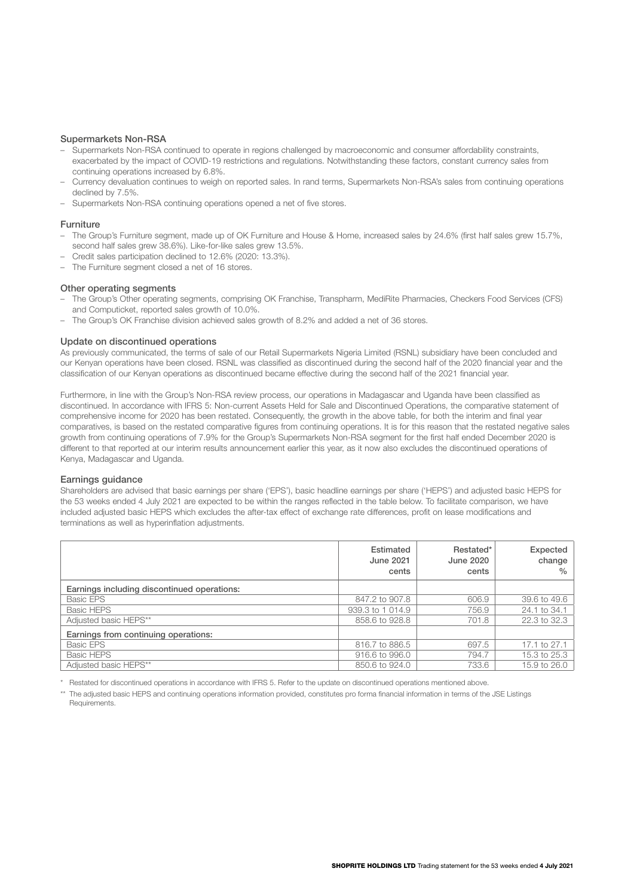### Supermarkets Non-RSA

- Supermarkets Non-RSA continued to operate in regions challenged by macroeconomic and consumer affordability constraints, exacerbated by the impact of COVID-19 restrictions and regulations. Notwithstanding these factors, constant currency sales from continuing operations increased by 6.8%.
- Currency devaluation continues to weigh on reported sales. In rand terms, Supermarkets Non-RSA's sales from continuing operations declined by 7.5%.
- Supermarkets Non-RSA continuing operations opened a net of five stores.

### Furniture

- The Group's Furniture segment, made up of OK Furniture and House & Home, increased sales by 24.6% (first half sales grew 15.7%, second half sales grew 38.6%). Like-for-like sales grew 13.5%.
- Credit sales participation declined to 12.6% (2020: 13.3%).
- The Furniture segment closed a net of 16 stores.

### Other operating segments

- The Group's Other operating segments, comprising OK Franchise, Transpharm, MediRite Pharmacies, Checkers Food Services (CFS) and Computicket, reported sales growth of 10.0%.
- The Group's OK Franchise division achieved sales growth of 8.2% and added a net of 36 stores.

### Update on discontinued operations

As previously communicated, the terms of sale of our Retail Supermarkets Nigeria Limited (RSNL) subsidiary have been concluded and our Kenyan operations have been closed. RSNL was classified as discontinued during the second half of the 2020 financial year and the classification of our Kenyan operations as discontinued became effective during the second half of the 2021 financial year.

Furthermore, in line with the Group's Non-RSA review process, our operations in Madagascar and Uganda have been classified as discontinued. In accordance with IFRS 5: Non-current Assets Held for Sale and Discontinued Operations, the comparative statement of comprehensive income for 2020 has been restated. Consequently, the growth in the above table, for both the interim and final year comparatives, is based on the restated comparative figures from continuing operations. It is for this reason that the restated negative sales growth from continuing operations of 7.9% for the Group's Supermarkets Non-RSA segment for the first half ended December 2020 is different to that reported at our interim results announcement earlier this year, as it now also excludes the discontinued operations of Kenya, Madagascar and Uganda.

### Earnings guidance

Shareholders are advised that basic earnings per share ('EPS'), basic headline earnings per share ('HEPS') and adjusted basic HEPS for the 53 weeks ended 4 July 2021 are expected to be within the ranges reflected in the table below. To facilitate comparison, we have included adjusted basic HEPS which excludes the after-tax effect of exchange rate differences, profit on lease modifications and terminations as well as hyperinflation adjustments.

| | Estimated June 2021 cents | Restated* June 2020 cents | Expected change % |
|---|---|---|---|
| **Earnings including discontinued operations:** | | | |
| Basic EPS | 847.2 to 907.8 | 606.9 | 39.6 to 49.6 |
| Basic HEPS | 939.3 to 1 014.9 | 756.9 | 24.1 to 34.1 |
| Adjusted basic HEPS** | 858.6 to 928.8 | 701.8 | 22.3 to 32.3 |
| **Earnings from continuing operations:** | | | |
| Basic EPS | 816.7 to 886.5 | 697.5 | 17.1 to 27.1 |
| Basic HEPS | 916.6 to 996.0 | 794.7 | 15.3 to 25.3 |
| Adjusted basic HEPS** | 850.6 to 924.0 | 733.6 | 15.9 to 26.0 |

\* Restated for discontinued operations in accordance with IFRS 5. Refer to the update on discontinued operations mentioned above.

\*\* The adjusted basic HEPS and continuing operations information provided, constitutes pro forma financial information in terms of the JSE Listings Requirements.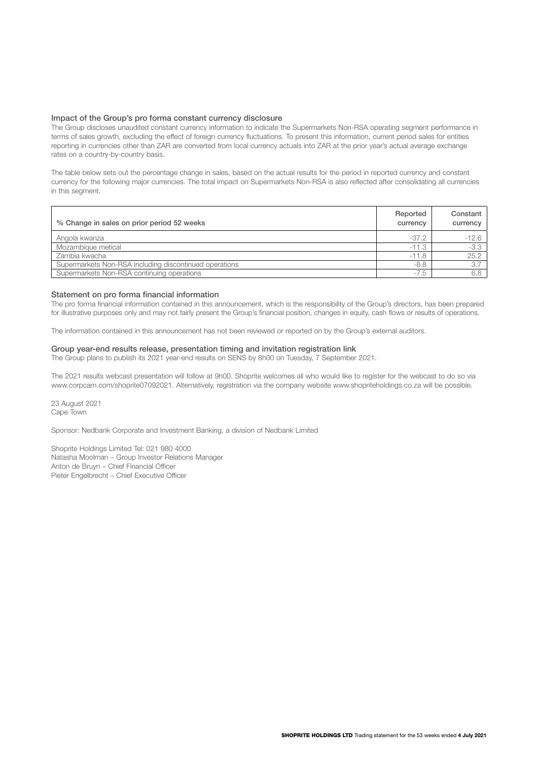### Impact of the Group's pro forma constant currency disclosure

The Group discloses unaudited constant currency information to indicate the Supermarkets Non-RSA operating segment performance in terms of sales growth, excluding the effect of foreign currency fluctuations. To present this information, current period sales for entities reporting in currencies other than ZAR are converted from local currency actuals into ZAR at the prior year's actual average exchange rates on a country-by-country basis.

The table below sets out the percentage change in sales, based on the actual results for the period in reported currency and constant currency for the following major currencies. The total impact on Supermarkets Non-RSA is also reflected after consolidating all currencies in this segment.

| % Change in sales on prior period 52 weeks | Reported currency | Constant currency |
|---|---|---|
| Angola kwanza | -37.2 | -12.6 |
| Mozambique metical | -11.3 | -3.3 |
| Zambia kwacha | -11.8 | 25.2 |
| Supermarkets Non-RSA including discontinued operations | -8.8 | 3.7 |
| Supermarkets Non-RSA continuing operations | -7.5 | 6.8 |

### Statement on pro forma financial information

The pro forma financial information contained in this announcement, which is the responsibility of the Group's directors, has been prepared for illustrative purposes only and may not fairly present the Group's financial position, changes in equity, cash flows or results of operations.

The information contained in this announcement has not been reviewed or reported on by the Group's external auditors.

### Group year-end results release, presentation timing and invitation registration link

The Group plans to publish its 2021 year-end results on SENS by 8h00 on Tuesday, 7 September 2021.

The 2021 results webcast presentation will follow at 9h00. Shoprite welcomes all who would like to register for the webcast to do so via www.corpcam.com/shoprite07092021. Alternatively, registration via the company website www.shopriteholdings.co.za will be possible.

23 August 2021
Cape Town

Sponsor: Nedbank Corporate and Investment Banking, a division of Nedbank Limited

Shoprite Holdings Limited Tel: 021 980 4000
Natasha Moolman – Group Investor Relations Manager
Anton de Bruyn – Chief Financial Officer
Pieter Engelbrecht – Chief Executive Officer